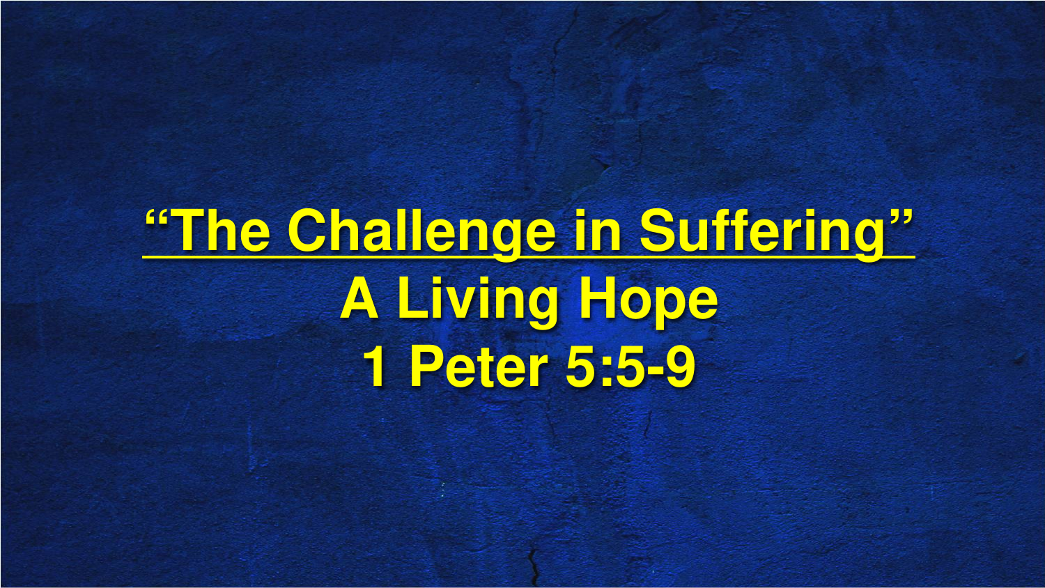# “The Challenge in Suffering”

## A Living Hope

## 1 Peter 5:5-9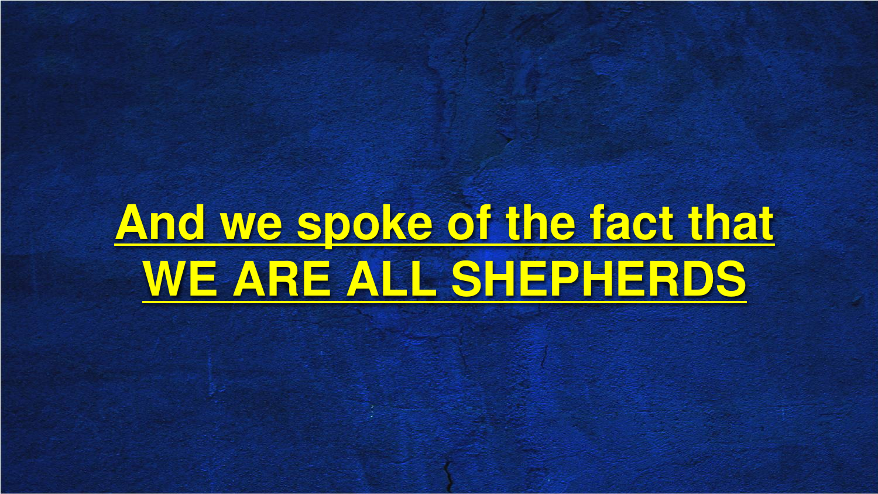**<u>And we spoke of the fact that</u>**
**<u>WE ARE ALL SHEPHERDS</u>**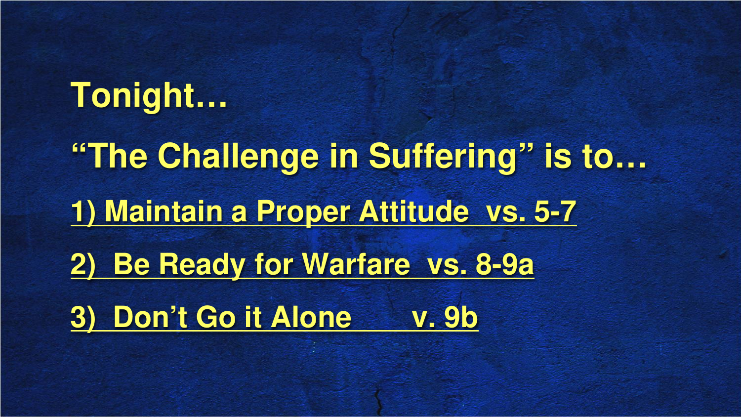**Tonight…**

**“The Challenge in Suffering” is to…**

**1) Maintain a Proper Attitude vs. 5-7**

**2) Be Ready for Warfare vs. 8-9a**

**3) Don’t Go it Alone v. 9b**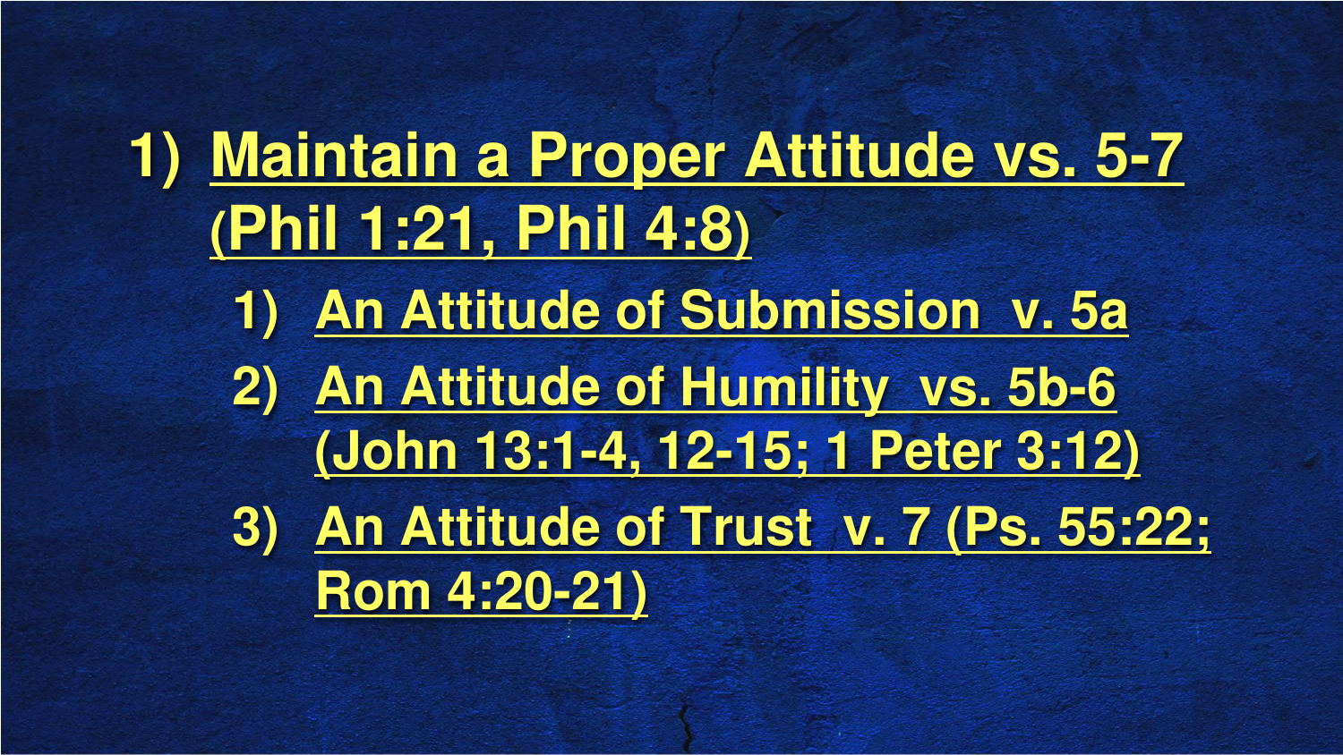1) Maintain a Proper Attitude vs. 5-7 (Phil 1:21, Phil 4:8)
   1) An Attitude of Submission v. 5a
   2) An Attitude of Humility vs. 5b-6 (John 13:1-4, 12-15; 1 Peter 3:12)
   3) An Attitude of Trust v. 7 (Ps. 55:22; Rom 4:20-21)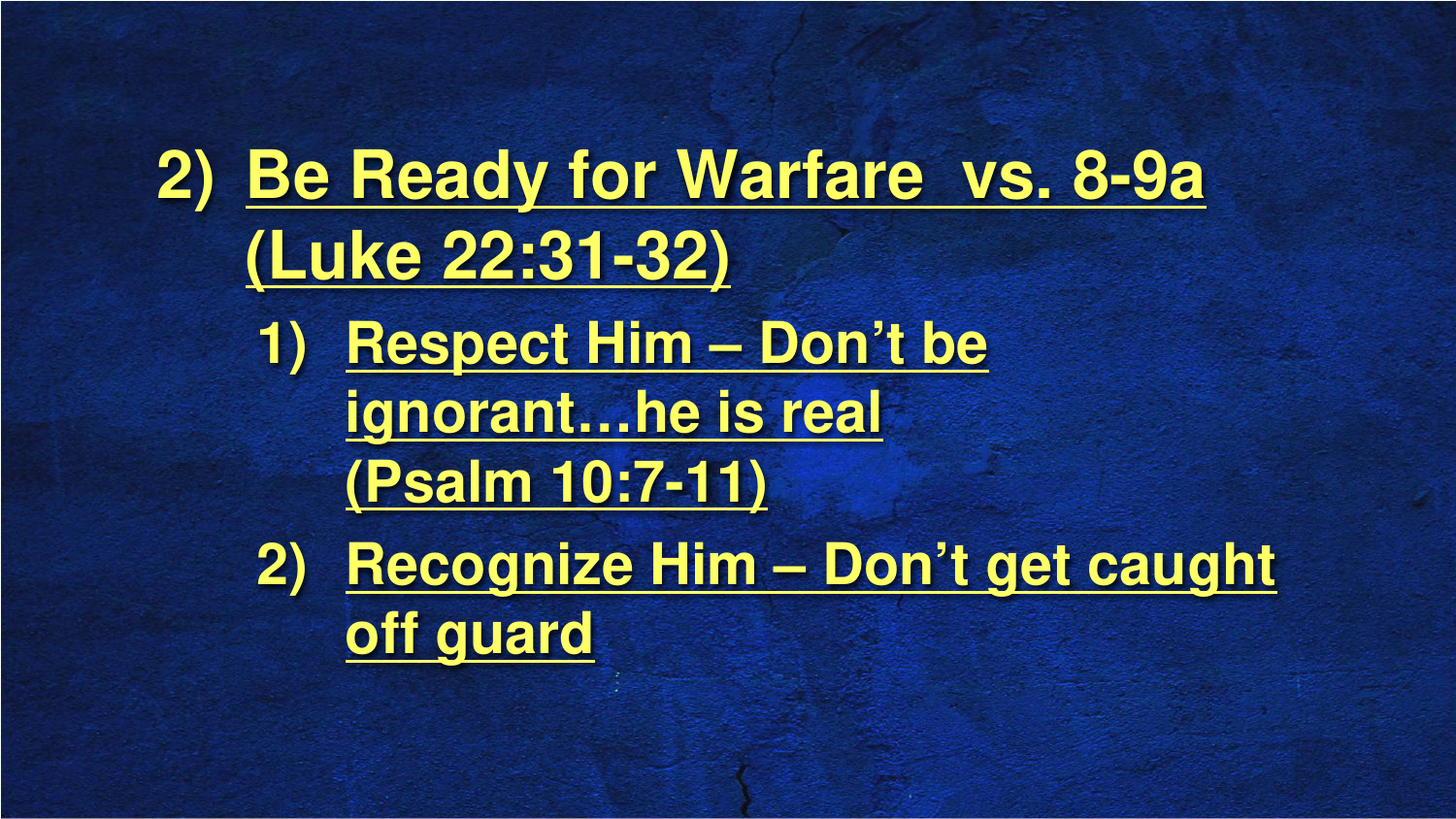2) **Be Ready for Warfare vs. 8-9a (Luke 22:31-32)**

   1) **Respect Him – Don’t be ignorant…he is real (Psalm 10:7-11)**
   2) **Recognize Him – Don’t get caught off guard**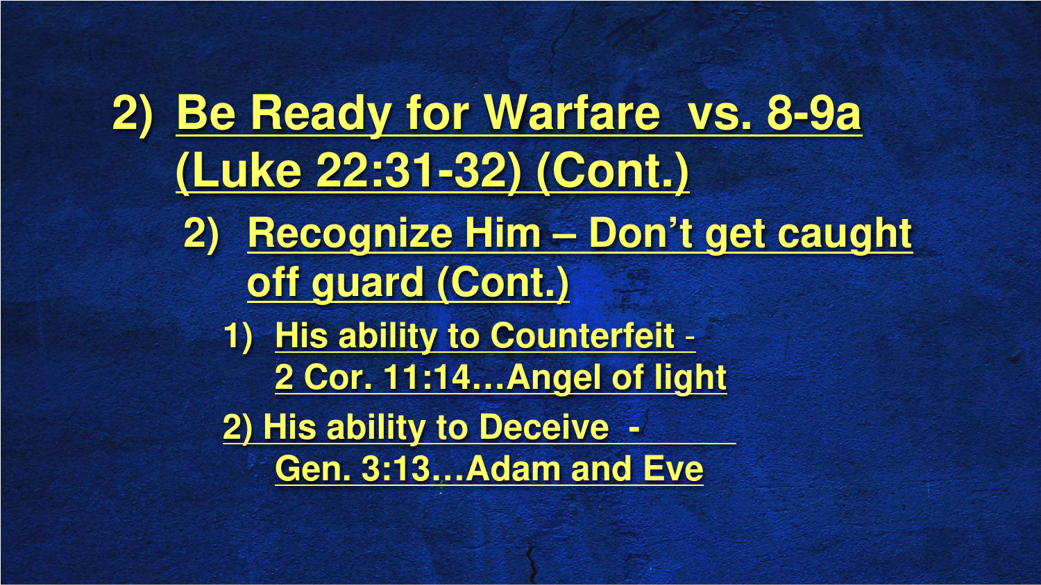2) **Be Ready for Warfare vs. 8-9a (Luke 22:31-32) (Cont.)**

   2) **Recognize Him – Don't get caught off guard (Cont.)**

      1) **His ability to Counterfeit - 2 Cor. 11:14…Angel of light**

      2) **His ability to Deceive - Gen. 3:13…Adam and Eve**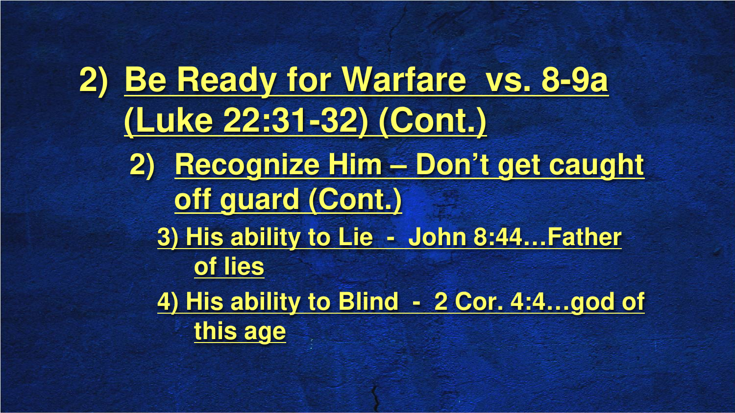## 2) Be Ready for Warfare vs. 8-9a (Luke 22:31-32) (Cont.)

### 2) Recognize Him – Don’t get caught off guard (Cont.)

3) His ability to Lie - John 8:44…Father of lies

4) His ability to Blind - 2 Cor. 4:4…god of this age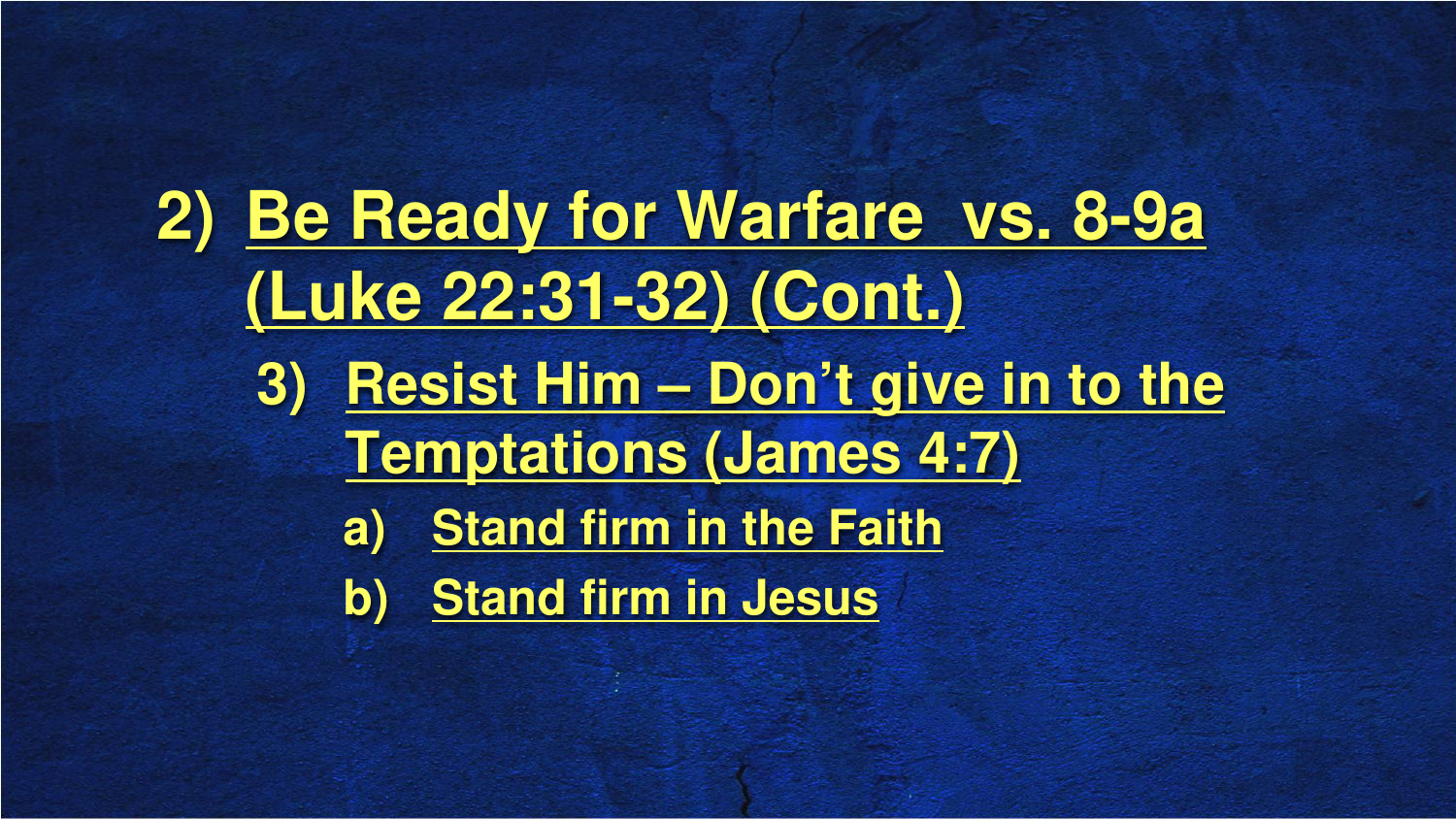2) **Be Ready for Warfare vs. 8-9a (Luke 22:31-32) (Cont.)**
   3) **Resist Him – Don't give in to the Temptations (James 4:7)**
      a) **Stand firm in the Faith**
      b) **Stand firm in Jesus**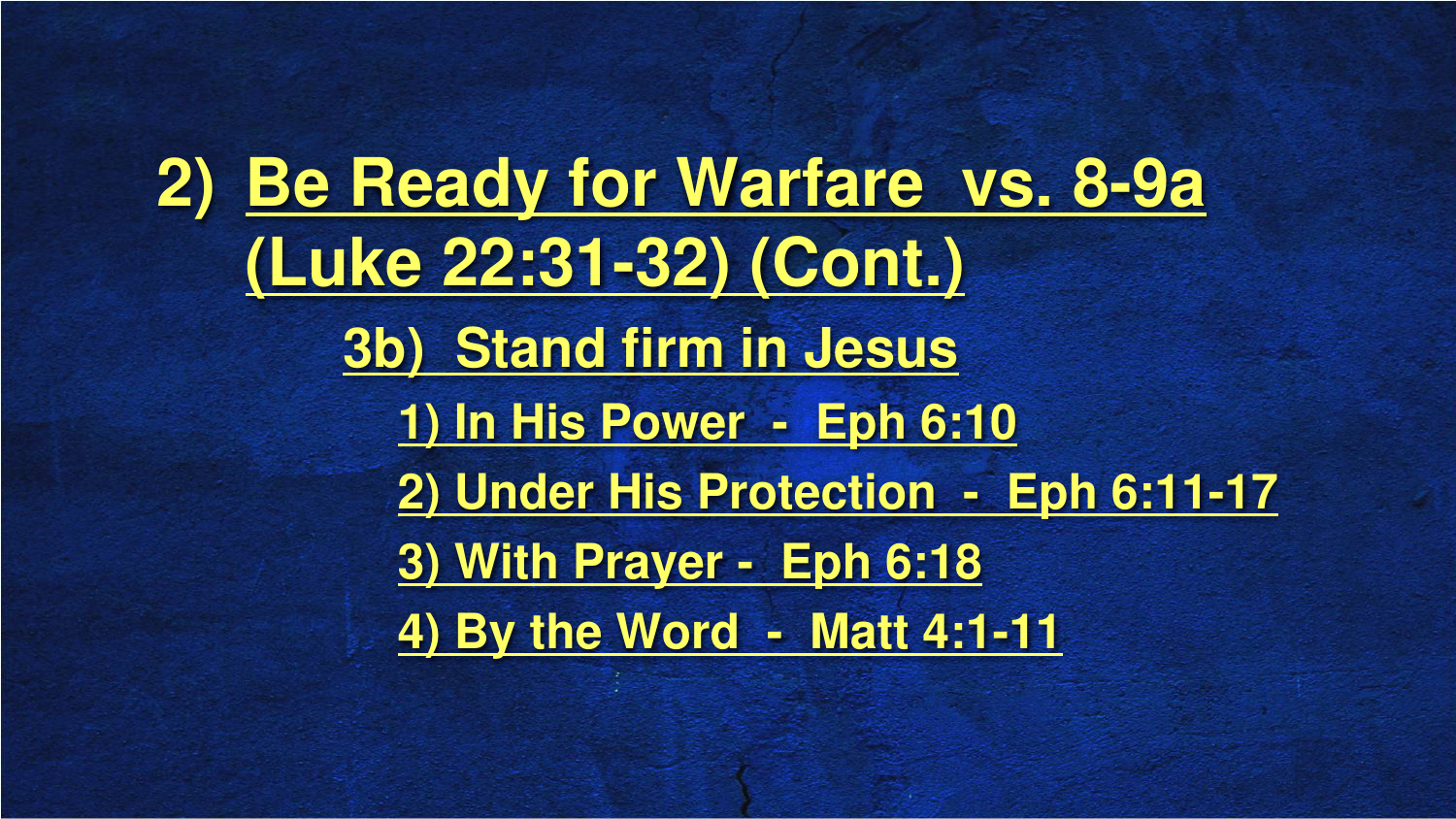## 2) Be Ready for Warfare vs. 8-9a (Luke 22:31-32) (Cont.)

### 3b) Stand firm in Jesus

1) In His Power - Eph 6:10

2) Under His Protection - Eph 6:11-17

3) With Prayer - Eph 6:18

4) By the Word - Matt 4:1-11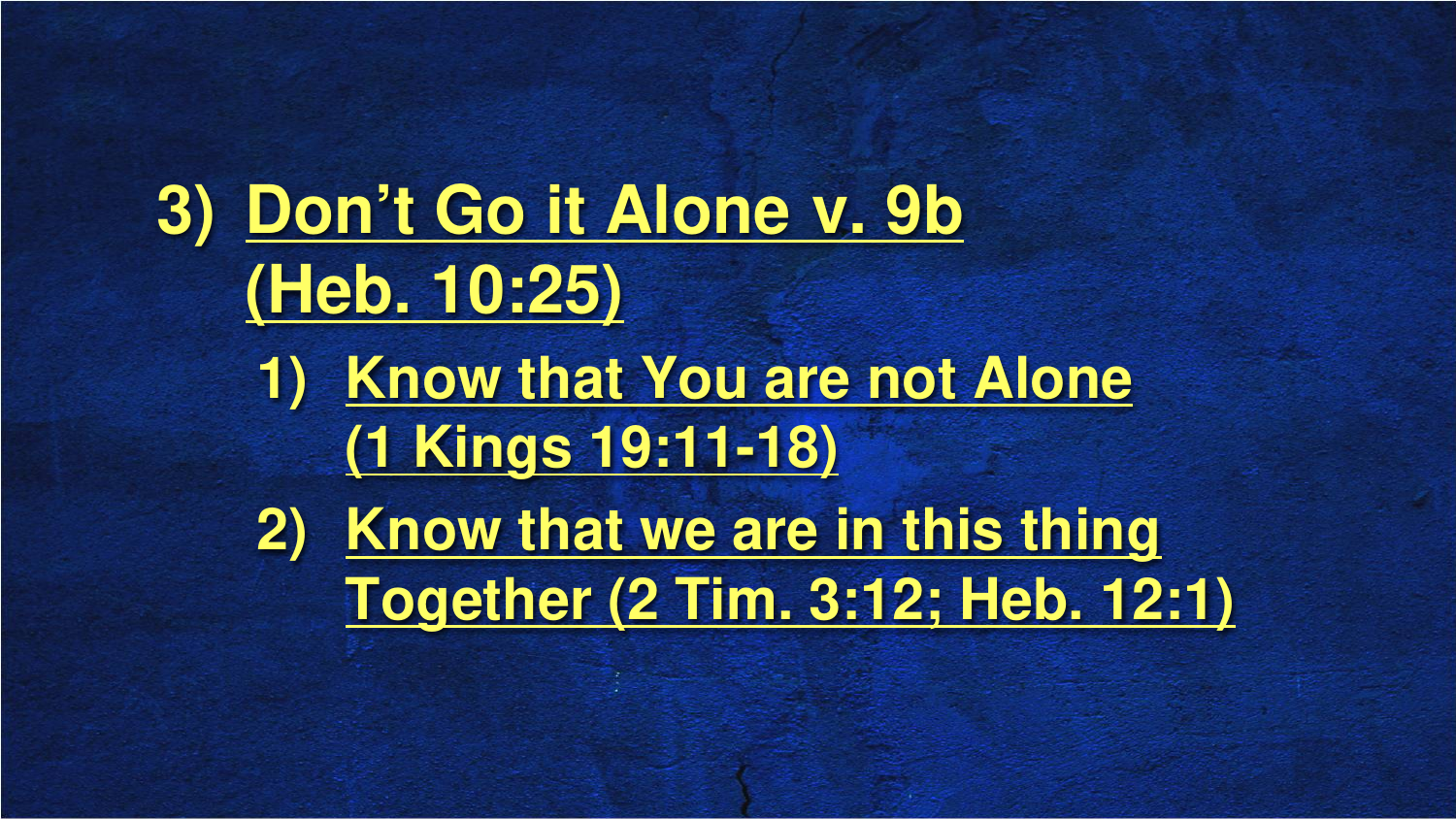3) **Don’t Go it Alone v. 9b (Heb. 10:25)**
   1) **Know that You are not Alone (1 Kings 19:11-18)**
   2) **Know that we are in this thing Together (2 Tim. 3:12; Heb. 12:1)**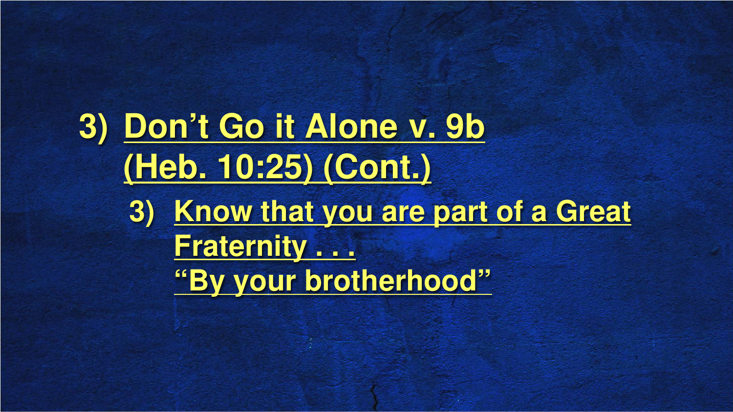3) **Don't Go it Alone v. 9b (Heb. 10:25) (Cont.)**
   
   3) **Know that you are part of a Great Fraternity . . . "By your brotherhood"**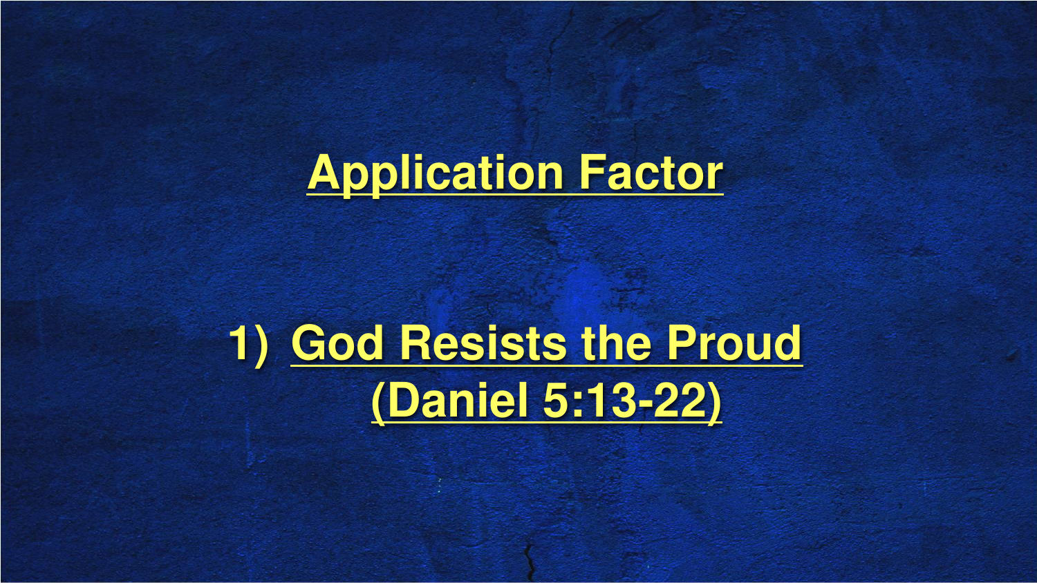# Application Factor

1) God Resists the Proud (Daniel 5:13-22)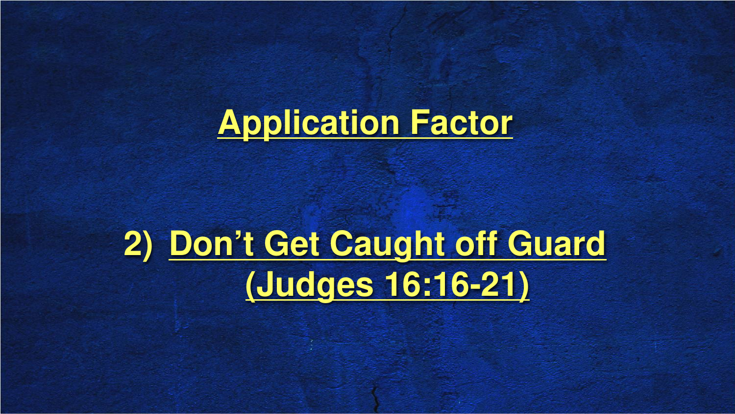# Application Factor

## 2) Don’t Get Caught off Guard (Judges 16:16-21)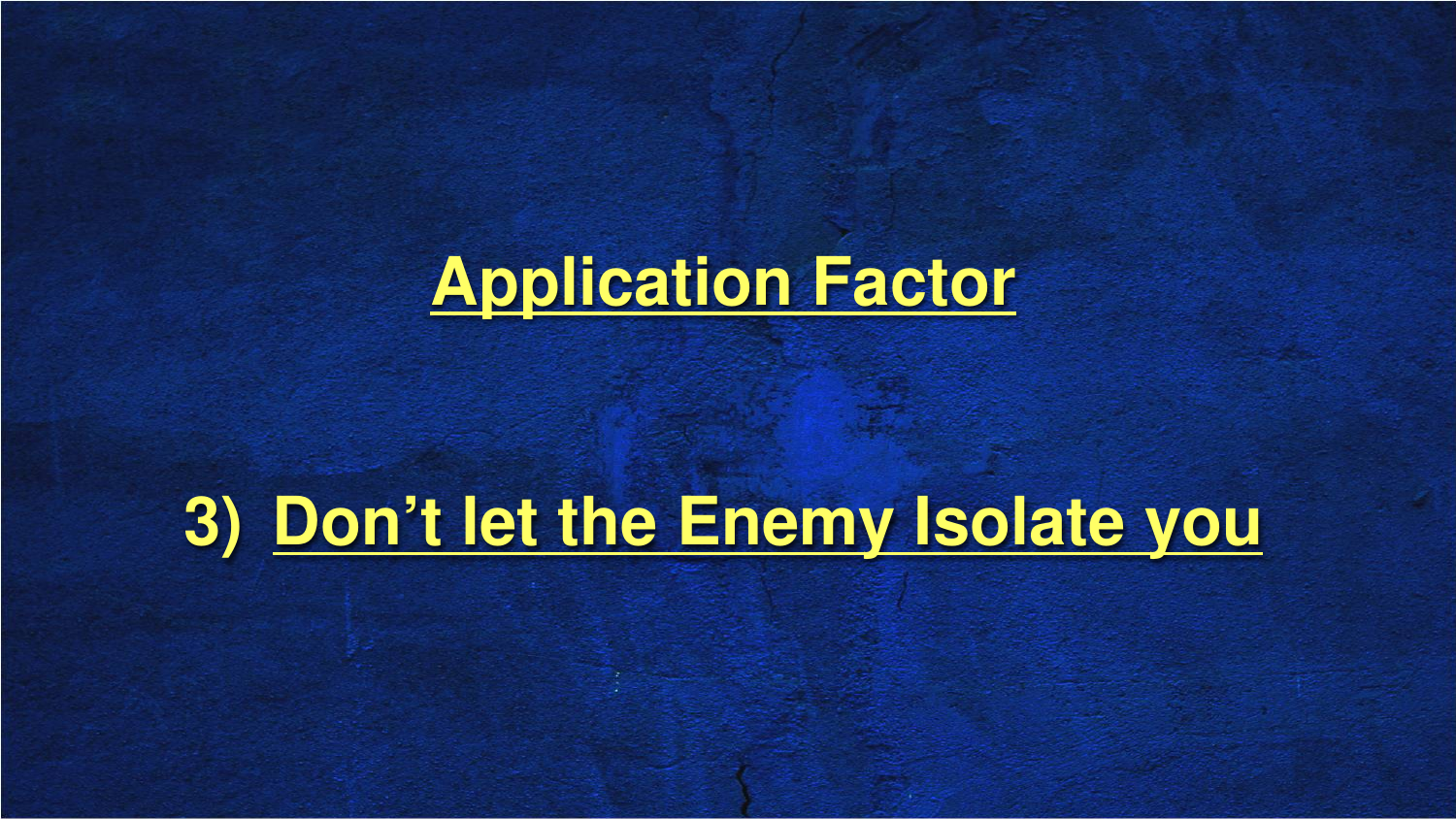## Application Factor

3) Don’t let the Enemy Isolate you